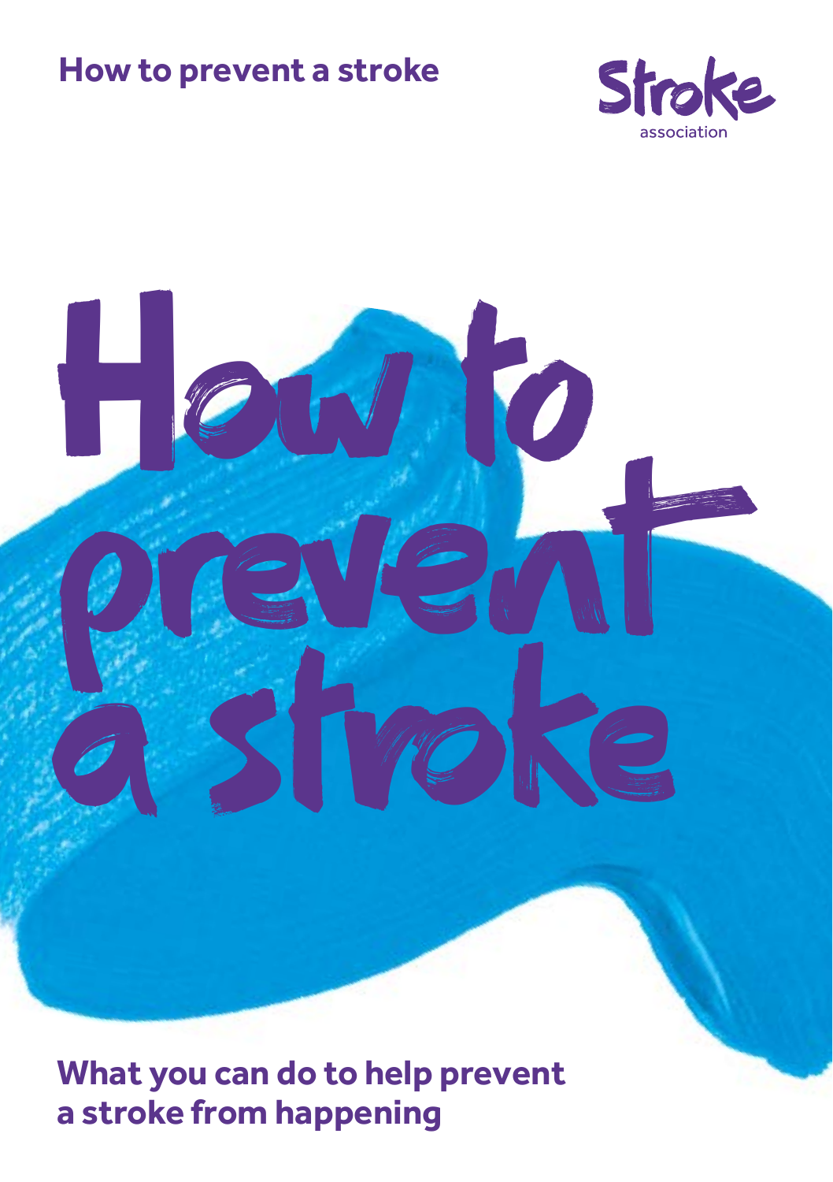How to prevent a stroke

Stroke association

# How to prevent a stroke

## What you can do to help prevent a stroke from happening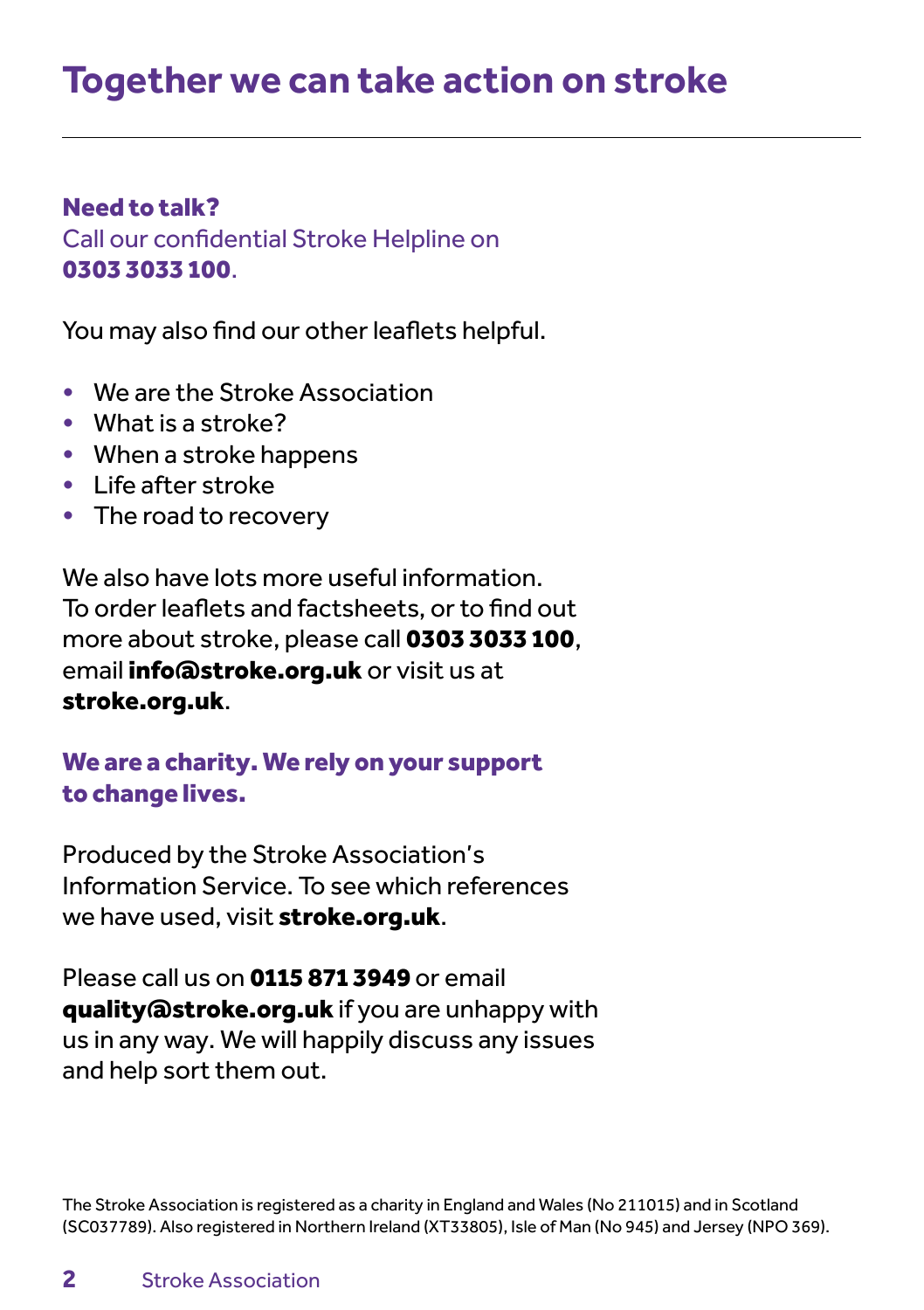# Together we can take action on stroke

**Need to talk?**
Call our confidential Stroke Helpline on **0303 3033 100**.

You may also find our other leaflets helpful.

- We are the Stroke Association
- What is a stroke?
- When a stroke happens
- Life after stroke
- The road to recovery

We also have lots more useful information. To order leaflets and factsheets, or to find out more about stroke, please call **0303 3033 100**, email **info@stroke.org.uk** or visit us at **stroke.org.uk**.

**We are a charity. We rely on your support to change lives.**

Produced by the Stroke Association's Information Service. To see which references we have used, visit **stroke.org.uk**.

Please call us on **0115 871 3949** or email **quality@stroke.org.uk** if you are unhappy with us in any way. We will happily discuss any issues and help sort them out.

The Stroke Association is registered as a charity in England and Wales (No 211015) and in Scotland (SC037789). Also registered in Northern Ireland (XT33805), Isle of Man (No 945) and Jersey (NPO 369).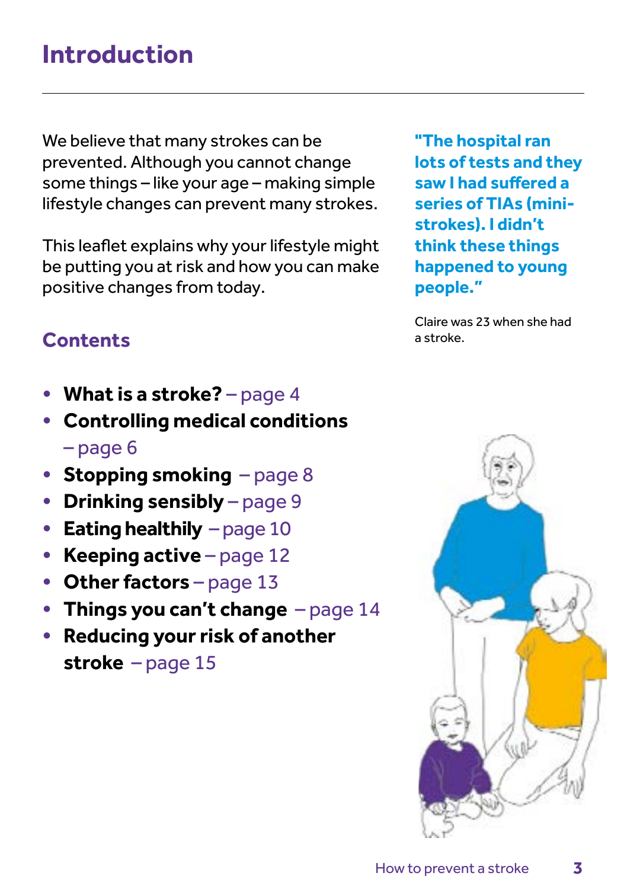# Introduction

We believe that many strokes can be prevented. Although you cannot change some things – like your age – making simple lifestyle changes can prevent many strokes.

This leaflet explains why your lifestyle might be putting you at risk and how you can make positive changes from today.

**"The hospital ran lots of tests and they saw I had suffered a series of TIAs (mini-strokes). I didn't think these things happened to young people."**

Claire was 23 when she had a stroke.

## Contents

- **What is a stroke?** – page 4
- **Controlling medical conditions** – page 6
- **Stopping smoking** – page 8
- **Drinking sensibly** – page 9
- **Eating healthily** – page 10
- **Keeping active** – page 12
- **Other factors** – page 13
- **Things you can't change** – page 14
- **Reducing your risk of another stroke** – page 15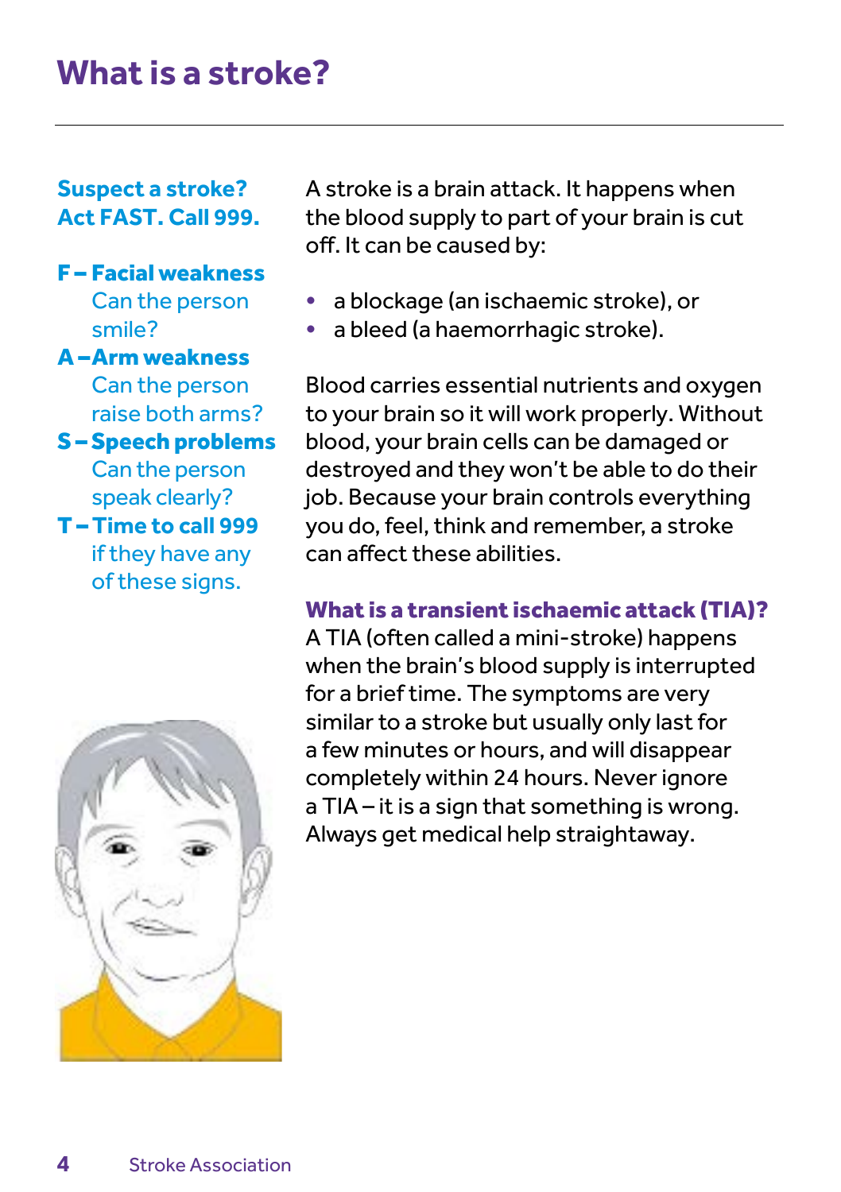# What is a stroke?

**Suspect a stroke? Act FAST. Call 999.**

**F – Facial weakness**
Can the person smile?

**A – Arm weakness**
Can the person raise both arms?

**S – Speech problems**
Can the person speak clearly?

**T – Time to call 999**
if they have any of these signs.

A stroke is a brain attack. It happens when the blood supply to part of your brain is cut off. It can be caused by:

- a blockage (an ischaemic stroke), or
- a bleed (a haemorrhagic stroke).

Blood carries essential nutrients and oxygen to your brain so it will work properly. Without blood, your brain cells can be damaged or destroyed and they won't be able to do their job. Because your brain controls everything you do, feel, think and remember, a stroke can affect these abilities.

## What is a transient ischaemic attack (TIA)?

A TIA (often called a mini-stroke) happens when the brain's blood supply is interrupted for a brief time. The symptoms are very similar to a stroke but usually only last for a few minutes or hours, and will disappear completely within 24 hours. Never ignore a TIA – it is a sign that something is wrong. Always get medical help straightaway.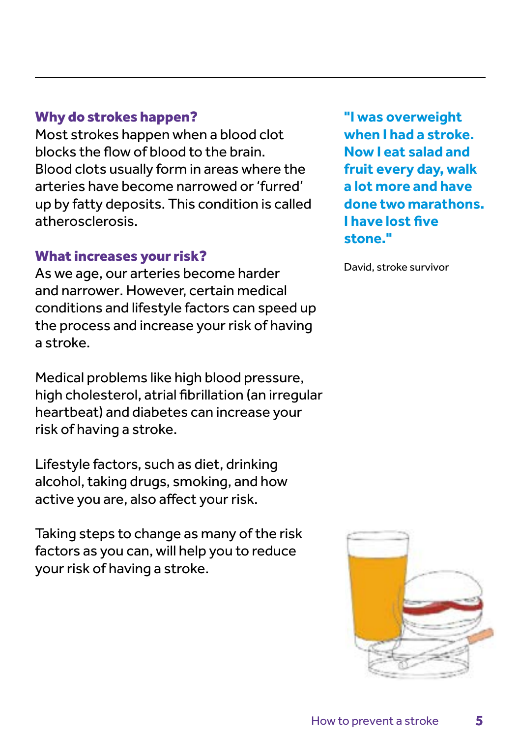## Why do strokes happen?

Most strokes happen when a blood clot blocks the flow of blood to the brain. Blood clots usually form in areas where the arteries have become narrowed or 'furred' up by fatty deposits. This condition is called atherosclerosis.

## What increases your risk?

As we age, our arteries become harder and narrower. However, certain medical conditions and lifestyle factors can speed up the process and increase your risk of having a stroke.

Medical problems like high blood pressure, high cholesterol, atrial fibrillation (an irregular heartbeat) and diabetes can increase your risk of having a stroke.

Lifestyle factors, such as diet, drinking alcohol, taking drugs, smoking, and how active you are, also affect your risk.

Taking steps to change as many of the risk factors as you can, will help you to reduce your risk of having a stroke.

**"I was overweight when I had a stroke. Now I eat salad and fruit every day, walk a lot more and have done two marathons. I have lost five stone."**

David, stroke survivor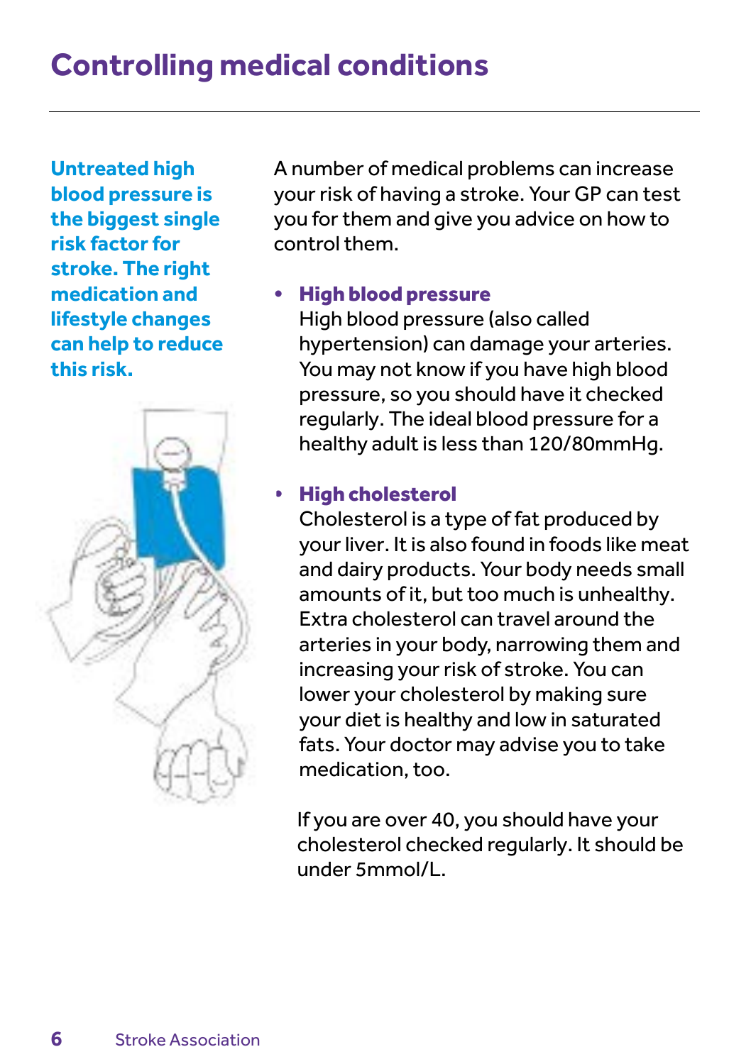# Controlling medical conditions

**Untreated high blood pressure is the biggest single risk factor for stroke. The right medication and lifestyle changes can help to reduce this risk.**

A number of medical problems can increase your risk of having a stroke. Your GP can test you for them and give you advice on how to control them.

- **High blood pressure**
  High blood pressure (also called hypertension) can damage your arteries. You may not know if you have high blood pressure, so you should have it checked regularly. The ideal blood pressure for a healthy adult is less than 120/80mmHg.

- **High cholesterol**
  Cholesterol is a type of fat produced by your liver. It is also found in foods like meat and dairy products. Your body needs small amounts of it, but too much is unhealthy. Extra cholesterol can travel around the arteries in your body, narrowing them and increasing your risk of stroke. You can lower your cholesterol by making sure your diet is healthy and low in saturated fats. Your doctor may advise you to take medication, too.

  If you are over 40, you should have your cholesterol checked regularly. It should be under 5mmol/L.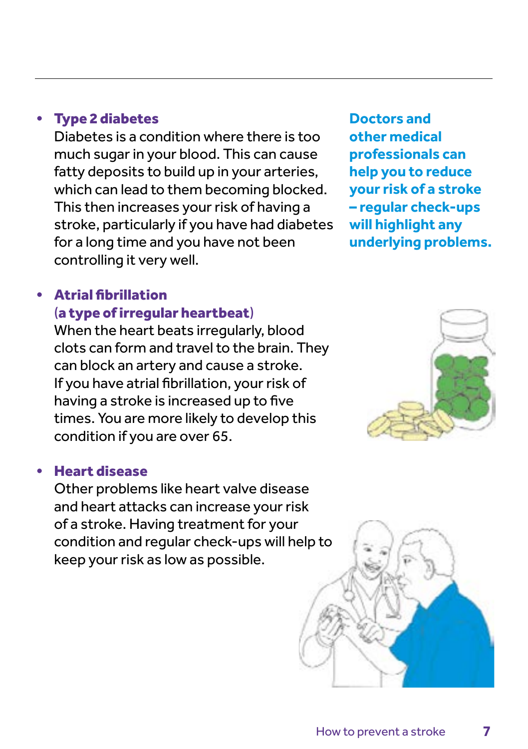- **Type 2 diabetes**
  Diabetes is a condition where there is too much sugar in your blood. This can cause fatty deposits to build up in your arteries, which can lead to them becoming blocked. This then increases your risk of having a stroke, particularly if you have had diabetes for a long time and you have not been controlling it very well.

- **Atrial fibrillation (a type of irregular heartbeat)**
  When the heart beats irregularly, blood clots can form and travel to the brain. They can block an artery and cause a stroke. If you have atrial fibrillation, your risk of having a stroke is increased up to five times. You are more likely to develop this condition if you are over 65.

- **Heart disease**
  Other problems like heart valve disease and heart attacks can increase your risk of a stroke. Having treatment for your condition and regular check-ups will help to keep your risk as low as possible.

**Doctors and other medical professionals can help you to reduce your risk of a stroke – regular check-ups will highlight any underlying problems.**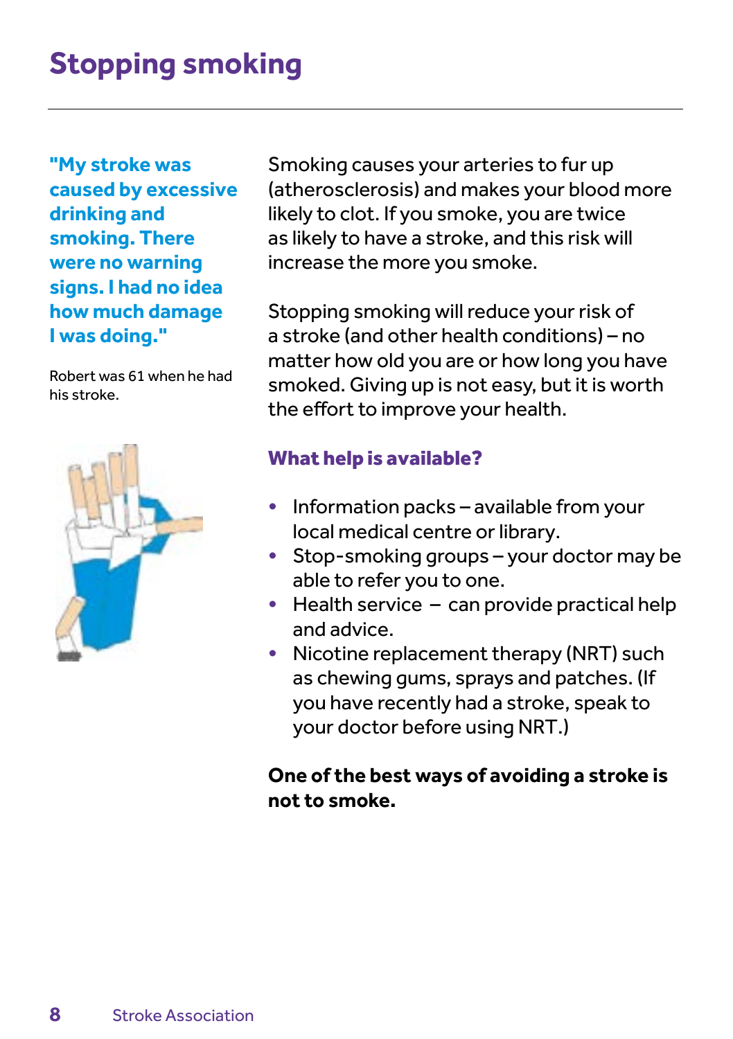# Stopping smoking

**"My stroke was caused by excessive drinking and smoking. There were no warning signs. I had no idea how much damage I was doing."**

Robert was 61 when he had his stroke.

Smoking causes your arteries to fur up (atherosclerosis) and makes your blood more likely to clot. If you smoke, you are twice as likely to have a stroke, and this risk will increase the more you smoke.

Stopping smoking will reduce your risk of a stroke (and other health conditions) – no matter how old you are or how long you have smoked. Giving up is not easy, but it is worth the effort to improve your health.

## What help is available?

- Information packs – available from your local medical centre or library.
- Stop-smoking groups – your doctor may be able to refer you to one.
- Health service – can provide practical help and advice.
- Nicotine replacement therapy (NRT) such as chewing gums, sprays and patches. (If you have recently had a stroke, speak to your doctor before using NRT.)

**One of the best ways of avoiding a stroke is not to smoke.**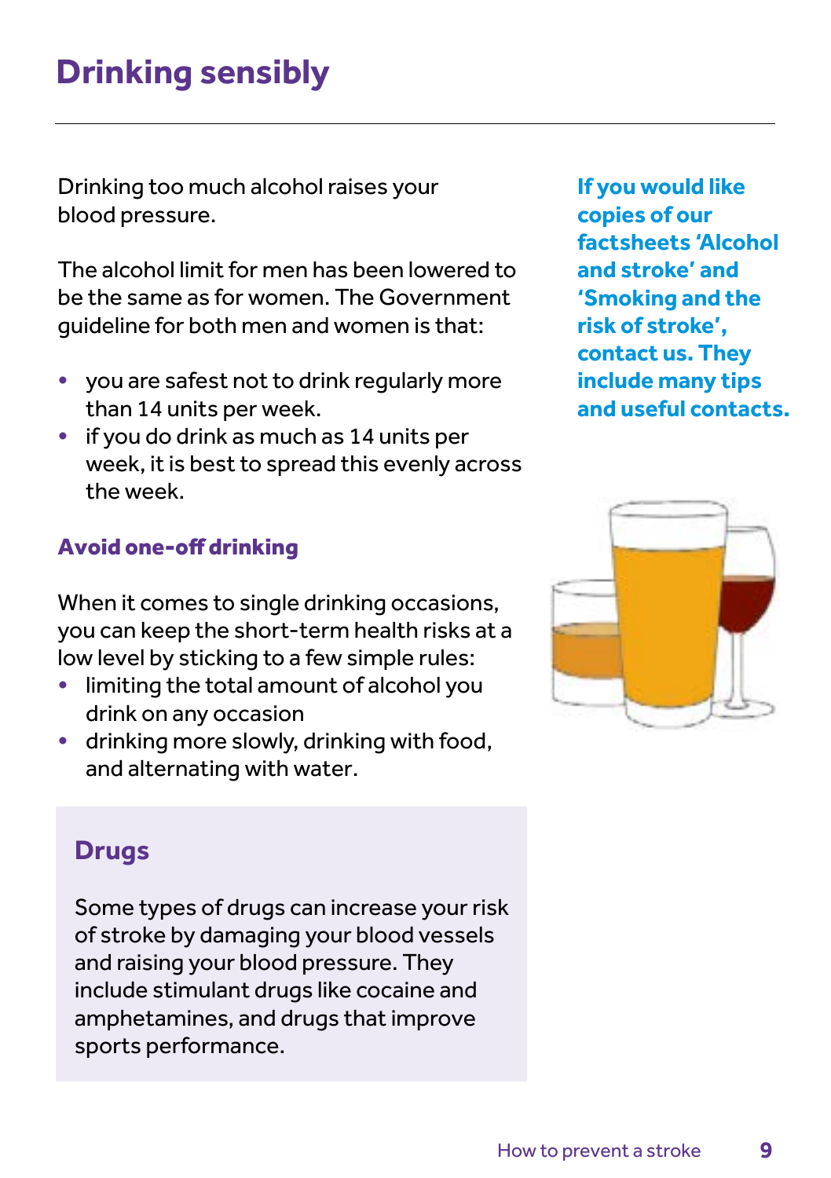# Drinking sensibly

Drinking too much alcohol raises your blood pressure.

The alcohol limit for men has been lowered to be the same as for women. The Government guideline for both men and women is that:

- you are safest not to drink regularly more than 14 units per week.
- if you do drink as much as 14 units per week, it is best to spread this evenly across the week.

### Avoid one-off drinking

When it comes to single drinking occasions, you can keep the short-term health risks at a low level by sticking to a few simple rules:

- limiting the total amount of alcohol you drink on any occasion
- drinking more slowly, drinking with food, and alternating with water.

**If you would like copies of our factsheets 'Alcohol and stroke' and 'Smoking and the risk of stroke', contact us. They include many tips and useful contacts.**

## Drugs

Some types of drugs can increase your risk of stroke by damaging your blood vessels and raising your blood pressure. They include stimulant drugs like cocaine and amphetamines, and drugs that improve sports performance.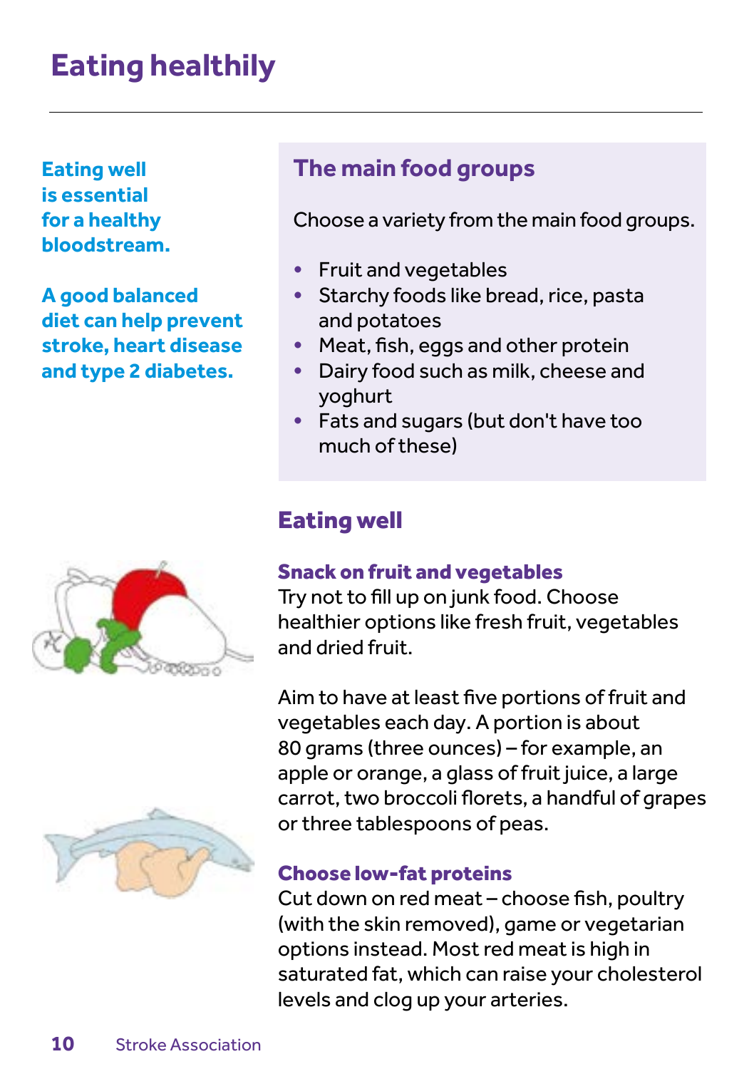# Eating healthily

**Eating well is essential for a healthy bloodstream.**

**A good balanced diet can help prevent stroke, heart disease and type 2 diabetes.**

## The main food groups

Choose a variety from the main food groups.

- Fruit and vegetables
- Starchy foods like bread, rice, pasta and potatoes
- Meat, fish, eggs and other protein
- Dairy food such as milk, cheese and yoghurt
- Fats and sugars (but don't have too much of these)

## Eating well

### Snack on fruit and vegetables

Try not to fill up on junk food. Choose healthier options like fresh fruit, vegetables and dried fruit.

Aim to have at least five portions of fruit and vegetables each day. A portion is about 80 grams (three ounces) – for example, an apple or orange, a glass of fruit juice, a large carrot, two broccoli florets, a handful of grapes or three tablespoons of peas.

### Choose low-fat proteins

Cut down on red meat – choose fish, poultry (with the skin removed), game or vegetarian options instead. Most red meat is high in saturated fat, which can raise your cholesterol levels and clog up your arteries.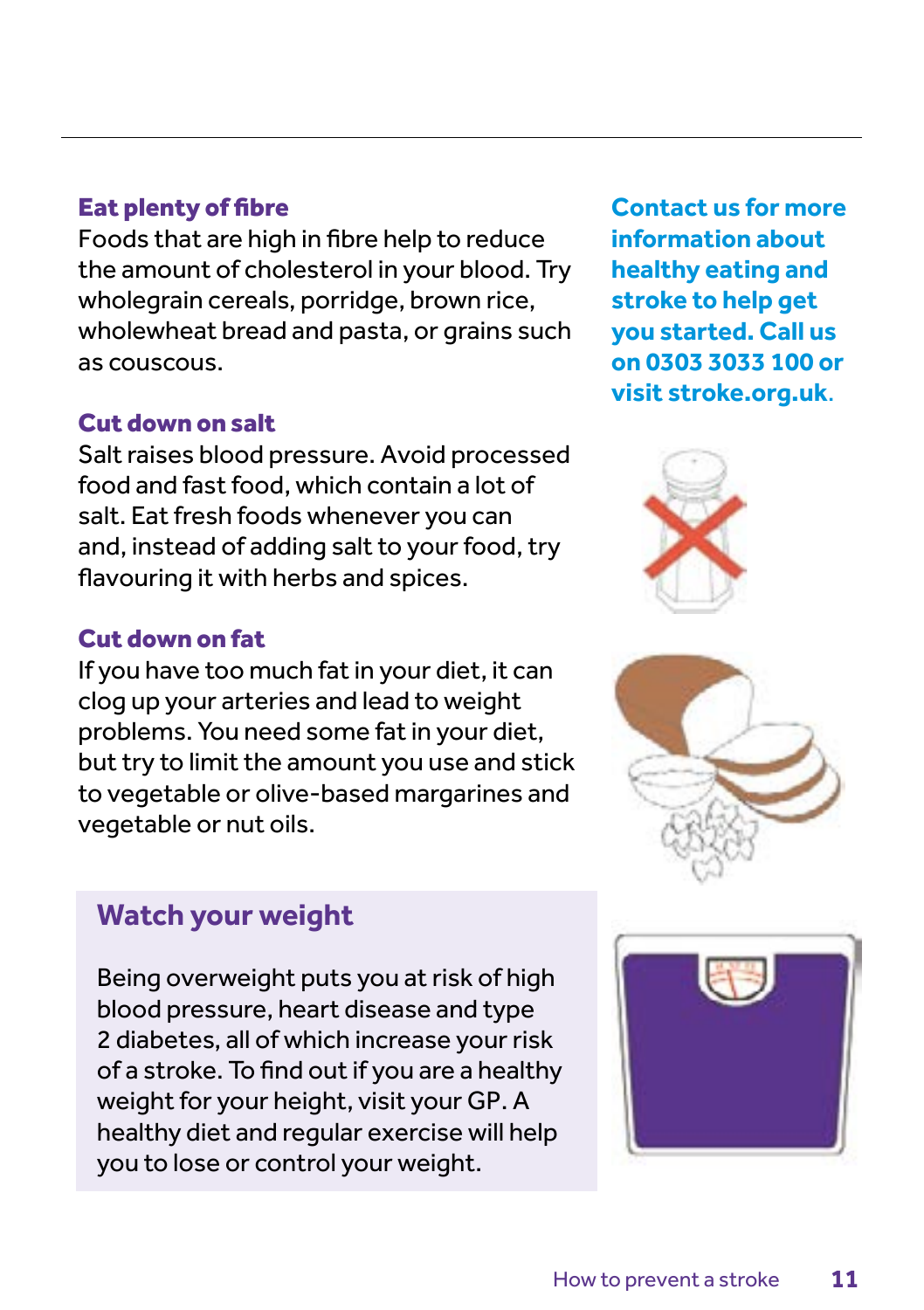### Eat plenty of fibre

Foods that are high in fibre help to reduce the amount of cholesterol in your blood. Try wholegrain cereals, porridge, brown rice, wholewheat bread and pasta, or grains such as couscous.

### Cut down on salt

Salt raises blood pressure. Avoid processed food and fast food, which contain a lot of salt. Eat fresh foods whenever you can and, instead of adding salt to your food, try flavouring it with herbs and spices.

### Cut down on fat

If you have too much fat in your diet, it can clog up your arteries and lead to weight problems. You need some fat in your diet, but try to limit the amount you use and stick to vegetable or olive-based margarines and vegetable or nut oils.

## Watch your weight

Being overweight puts you at risk of high blood pressure, heart disease and type 2 diabetes, all of which increase your risk of a stroke. To find out if you are a healthy weight for your height, visit your GP. A healthy diet and regular exercise will help you to lose or control your weight.

**Contact us for more information about healthy eating and stroke to help get you started. Call us on 0303 3033 100 or visit stroke.org.uk.**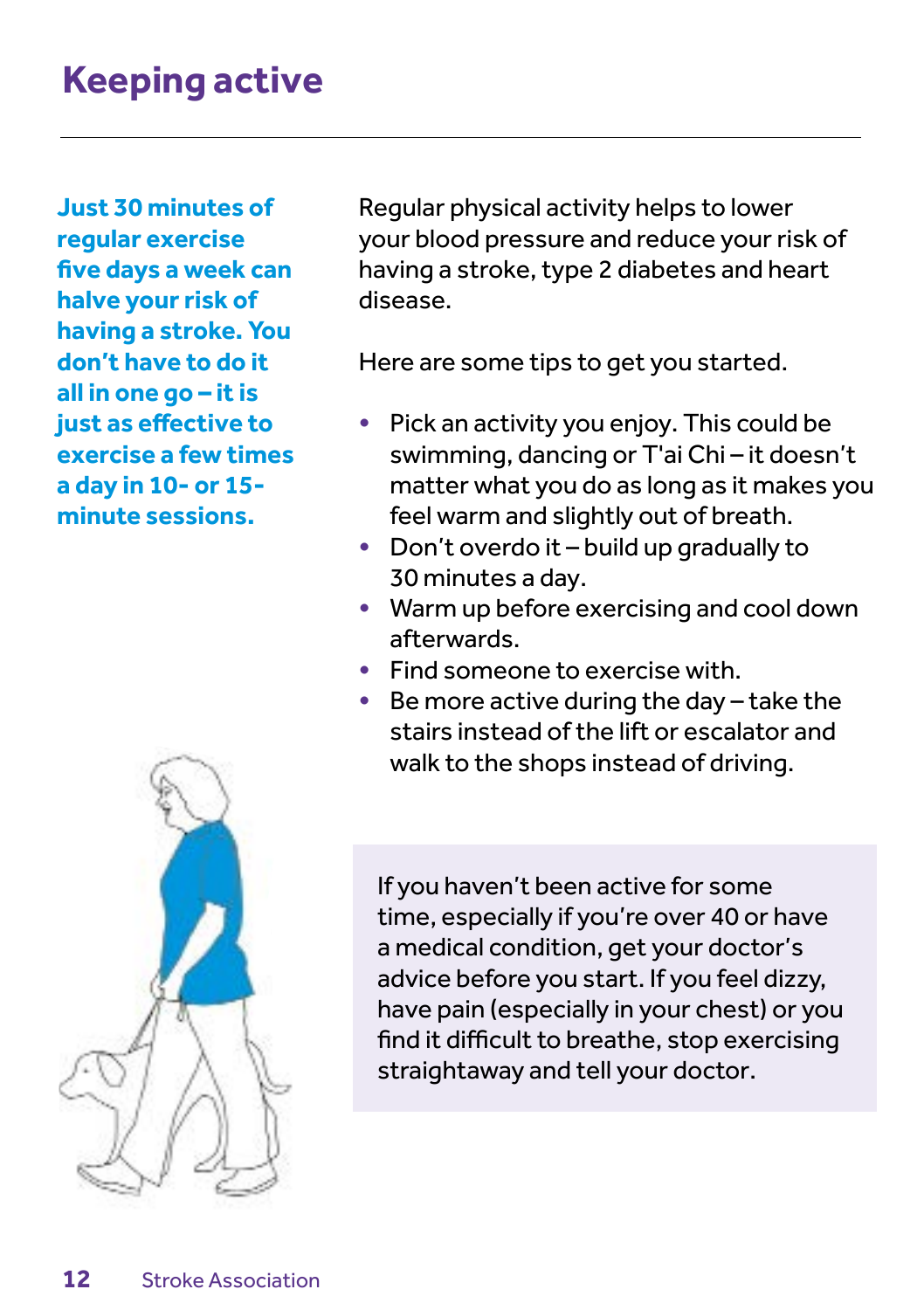# Keeping active

**Just 30 minutes of regular exercise five days a week can halve your risk of having a stroke. You don't have to do it all in one go – it is just as effective to exercise a few times a day in 10- or 15-minute sessions.**

Regular physical activity helps to lower your blood pressure and reduce your risk of having a stroke, type 2 diabetes and heart disease.

Here are some tips to get you started.

- Pick an activity you enjoy. This could be swimming, dancing or T'ai Chi – it doesn't matter what you do as long as it makes you feel warm and slightly out of breath.
- Don't overdo it – build up gradually to 30 minutes a day.
- Warm up before exercising and cool down afterwards.
- Find someone to exercise with.
- Be more active during the day – take the stairs instead of the lift or escalator and walk to the shops instead of driving.

If you haven't been active for some time, especially if you're over 40 or have a medical condition, get your doctor's advice before you start. If you feel dizzy, have pain (especially in your chest) or you find it difficult to breathe, stop exercising straightaway and tell your doctor.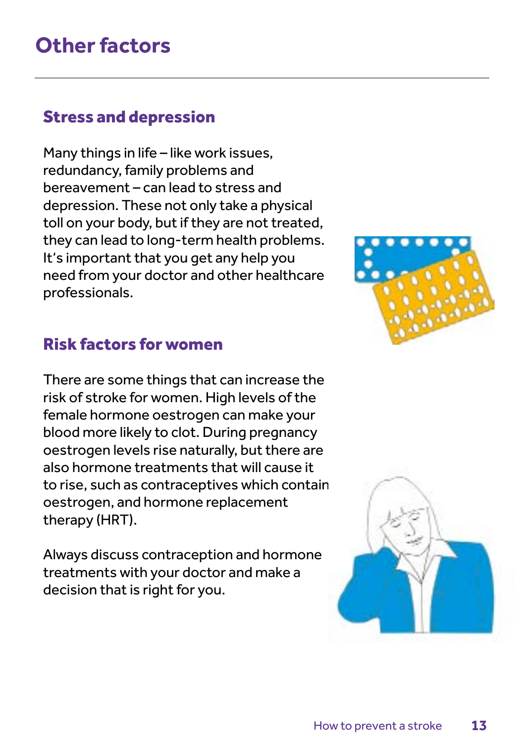# Other factors

## Stress and depression

Many things in life – like work issues, redundancy, family problems and bereavement – can lead to stress and depression. These not only take a physical toll on your body, but if they are not treated, they can lead to long-term health problems. It's important that you get any help you need from your doctor and other healthcare professionals.

## Risk factors for women

There are some things that can increase the risk of stroke for women. High levels of the female hormone oestrogen can make your blood more likely to clot. During pregnancy oestrogen levels rise naturally, but there are also hormone treatments that will cause it to rise, such as contraceptives which contain oestrogen, and hormone replacement therapy (HRT).

Always discuss contraception and hormone treatments with your doctor and make a decision that is right for you.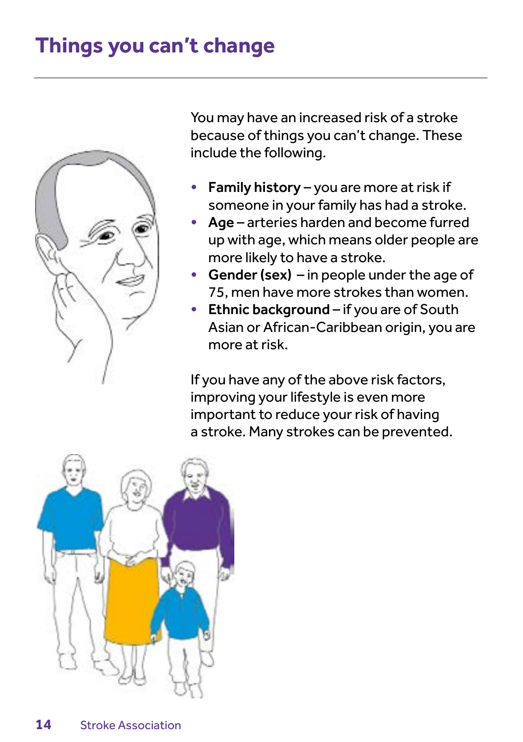# Things you can't change

You may have an increased risk of a stroke because of things you can't change. These include the following.

- **Family history** – you are more at risk if someone in your family has had a stroke.
- **Age** – arteries harden and become furred up with age, which means older people are more likely to have a stroke.
- **Gender (sex)** – in people under the age of 75, men have more strokes than women.
- **Ethnic background** – if you are of South Asian or African-Caribbean origin, you are more at risk.

If you have any of the above risk factors, improving your lifestyle is even more important to reduce your risk of having a stroke. Many strokes can be prevented.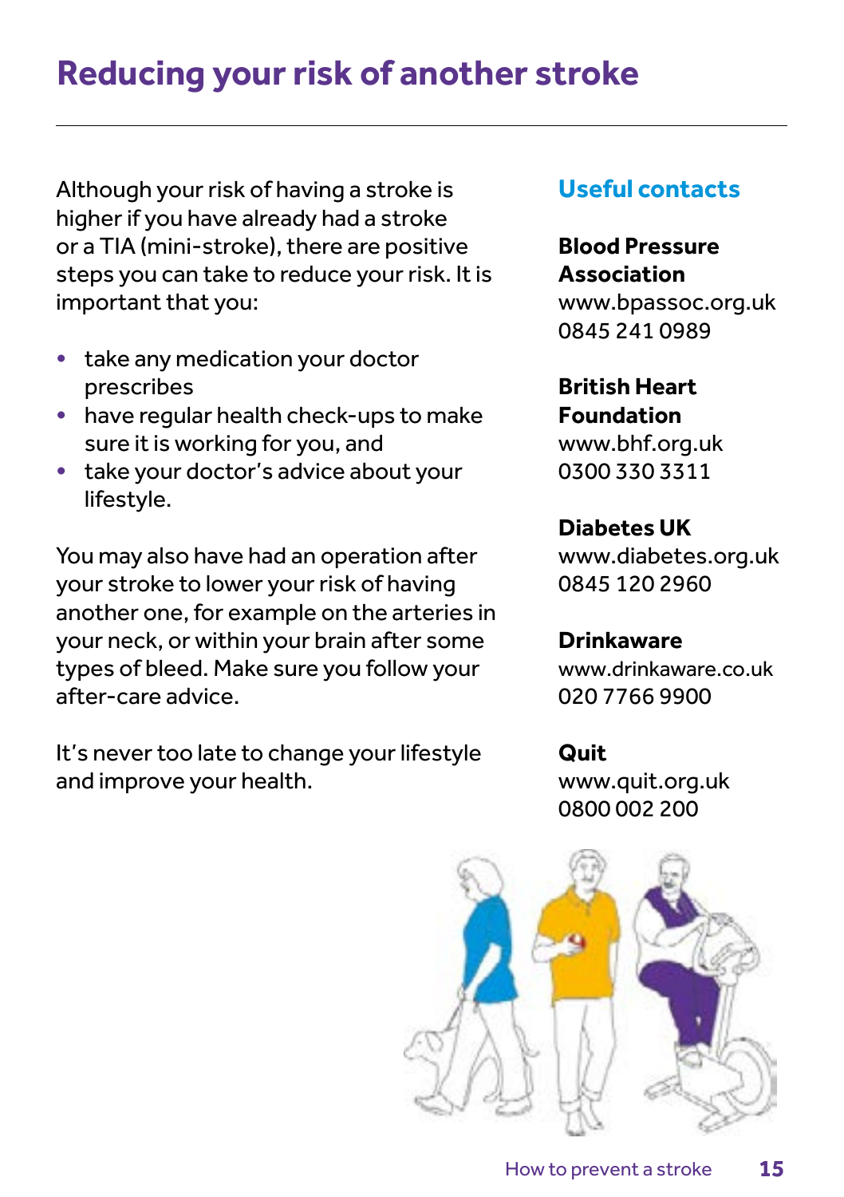# Reducing your risk of another stroke

Although your risk of having a stroke is higher if you have already had a stroke or a TIA (mini-stroke), there are positive steps you can take to reduce your risk. It is important that you:

- take any medication your doctor prescribes
- have regular health check-ups to make sure it is working for you, and
- take your doctor's advice about your lifestyle.

You may also have had an operation after your stroke to lower your risk of having another one, for example on the arteries in your neck, or within your brain after some types of bleed. Make sure you follow your after-care advice.

It's never too late to change your lifestyle and improve your health.

## Useful contacts

**Blood Pressure Association**
www.bpassoc.org.uk
0845 241 0989

**British Heart Foundation**
www.bhf.org.uk
0300 330 3311

**Diabetes UK**
www.diabetes.org.uk
0845 120 2960

**Drinkaware**
www.drinkaware.co.uk
020 7766 9900

**Quit**
www.quit.org.uk
0800 002 200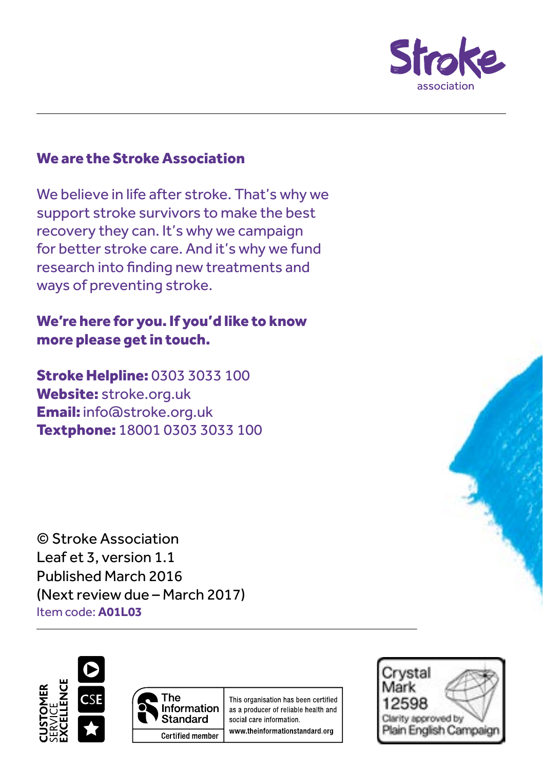Stroke association

**We are the Stroke Association**

We believe in life after stroke. That's why we support stroke survivors to make the best recovery they can. It's why we campaign for better stroke care. And it's why we fund research into finding new treatments and ways of preventing stroke.

**We're here for you. If you'd like to know more please get in touch.**

**Stroke Helpline:** 0303 3033 100
**Website:** stroke.org.uk
**Email:** info@stroke.org.uk
**Textphone:** 18001 0303 3033 100

© Stroke Association
Leaf et 3, version 1.1
Published March 2016
(Next review due – March 2017)
Item code: **A01L03**

CUSTOMER SERVICE EXCELLENCE CSE

The Information Standard
Certified member
This organisation has been certified as a producer of reliable health and social care information.
www.theinformationstandard.org

Crystal Mark 12598
Clarity approved by Plain English Campaign